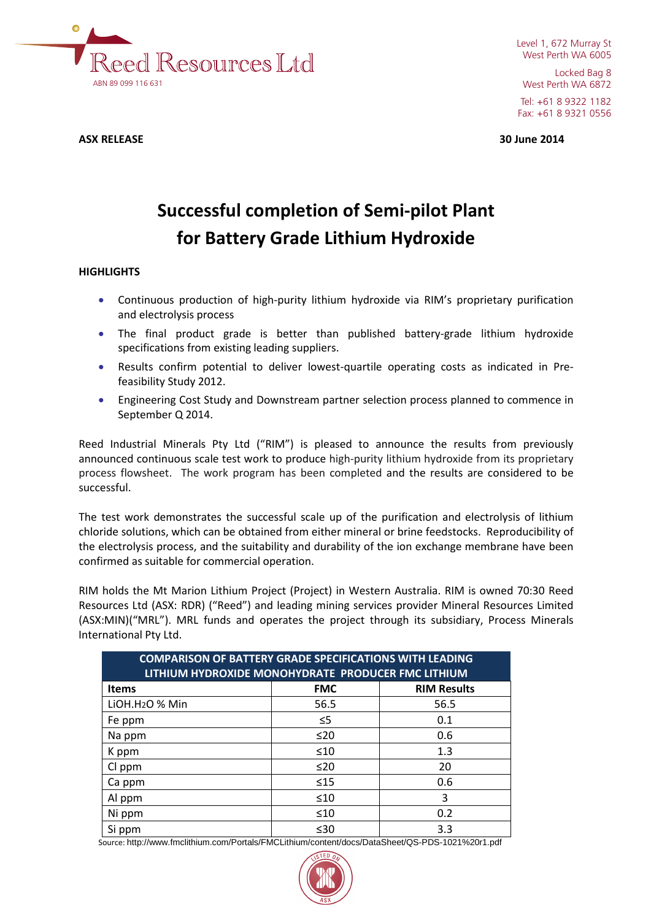Reed Resources Ltd

ABN 89 099 116 631

Level 1, 672 Murray St
West Perth WA 6005

Locked Bag 8
West Perth WA 6872

Tel: +61 8 9322 1182
Fax: +61 8 9321 0556

**ASX RELEASE** **30 June 2014**

# Successful completion of Semi-pilot Plant for Battery Grade Lithium Hydroxide

**HIGHLIGHTS**

- Continuous production of high-purity lithium hydroxide via RIM's proprietary purification and electrolysis process
- The final product grade is better than published battery-grade lithium hydroxide specifications from existing leading suppliers.
- Results confirm potential to deliver lowest-quartile operating costs as indicated in Pre-feasibility Study 2012.
- Engineering Cost Study and Downstream partner selection process planned to commence in September Q 2014.

Reed Industrial Minerals Pty Ltd ("RIM") is pleased to announce the results from previously announced continuous scale test work to produce high-purity lithium hydroxide from its proprietary process flowsheet. The work program has been completed and the results are considered to be successful.

The test work demonstrates the successful scale up of the purification and electrolysis of lithium chloride solutions, which can be obtained from either mineral or brine feedstocks. Reproducibility of the electrolysis process, and the suitability and durability of the ion exchange membrane have been confirmed as suitable for commercial operation.

RIM holds the Mt Marion Lithium Project (Project) in Western Australia. RIM is owned 70:30 Reed Resources Ltd (ASX: RDR) ("Reed") and leading mining services provider Mineral Resources Limited (ASX:MIN)("MRL"). MRL funds and operates the project through its subsidiary, Process Minerals International Pty Ltd.

| COMPARISON OF BATTERY GRADE SPECIFICATIONS WITH LEADING LITHIUM HYDROXIDE MONOHYDRATE PRODUCER FMC LITHIUM | | |
|---|---|---|
| **Items** | **FMC** | **RIM Results** |
| $LiOH.H_2O$ % Min | 56.5 | 56.5 |
| Fe ppm | ≤5 | 0.1 |
| Na ppm | ≤20 | 0.6 |
| K ppm | ≤10 | 1.3 |
| Cl ppm | ≤20 | 20 |
| Ca ppm | ≤15 | 0.6 |
| Al ppm | ≤10 | 3 |
| Ni ppm | ≤10 | 0.2 |
| Si ppm | ≤30 | 3.3 |

Source: http://www.fmclithium.com/Portals/FMCLithium/content/docs/DataSheet/QS-PDS-1021%20r1.pdf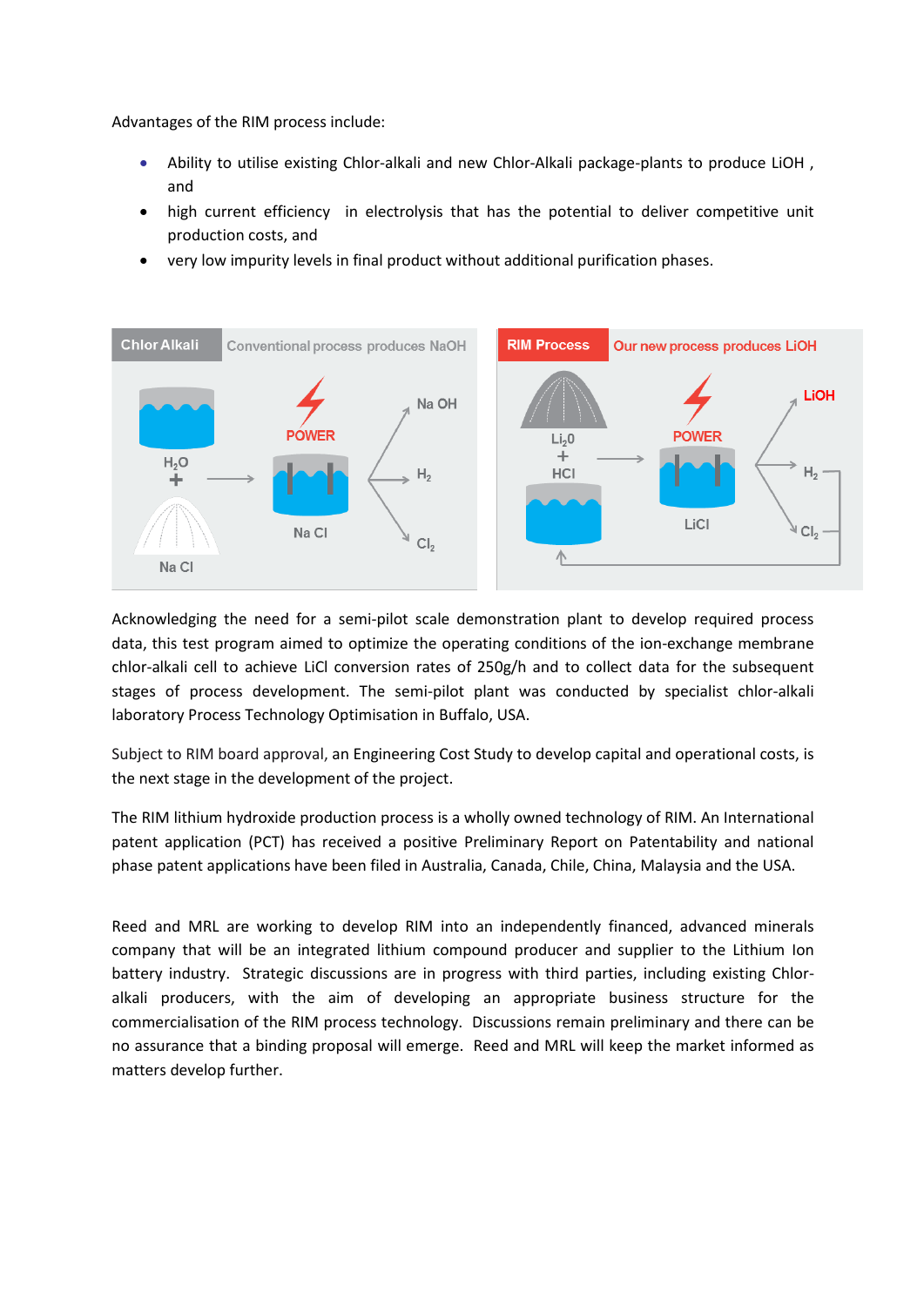Advantages of the RIM process include:

- Ability to utilise existing Chlor-alkali and new Chlor-Alkali package-plants to produce LiOH , and
- high current efficiency in electrolysis that has the potential to deliver competitive unit production costs, and
- very low impurity levels in final product without additional purification phases.

Acknowledging the need for a semi-pilot scale demonstration plant to develop required process data, this test program aimed to optimize the operating conditions of the ion-exchange membrane chlor-alkali cell to achieve LiCl conversion rates of 250g/h and to collect data for the subsequent stages of process development. The semi-pilot plant was conducted by specialist chlor-alkali laboratory Process Technology Optimisation in Buffalo, USA.

Subject to RIM board approval, an Engineering Cost Study to develop capital and operational costs, is the next stage in the development of the project.

The RIM lithium hydroxide production process is a wholly owned technology of RIM. An International patent application (PCT) has received a positive Preliminary Report on Patentability and national phase patent applications have been filed in Australia, Canada, Chile, China, Malaysia and the USA.

Reed and MRL are working to develop RIM into an independently financed, advanced minerals company that will be an integrated lithium compound producer and supplier to the Lithium Ion battery industry. Strategic discussions are in progress with third parties, including existing Chlor-alkali producers, with the aim of developing an appropriate business structure for the commercialisation of the RIM process technology. Discussions remain preliminary and there can be no assurance that a binding proposal will emerge. Reed and MRL will keep the market informed as matters develop further.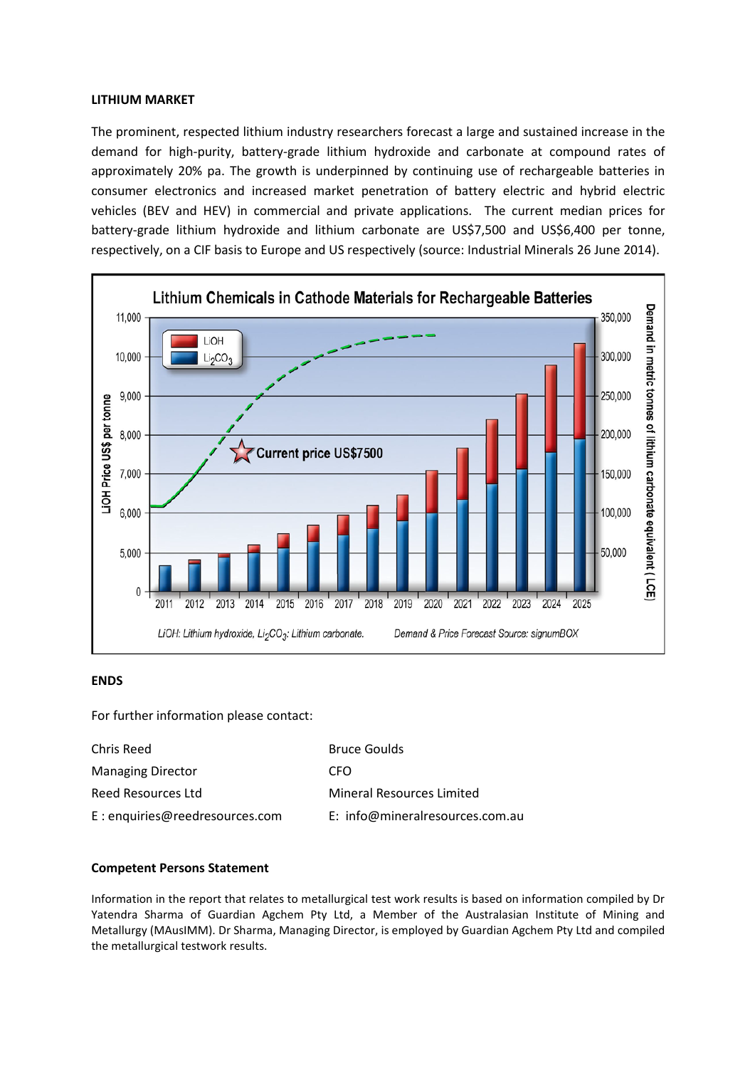**LITHIUM MARKET**

The prominent, respected lithium industry researchers forecast a large and sustained increase in the demand for high-purity, battery-grade lithium hydroxide and carbonate at compound rates of approximately 20% pa. The growth is underpinned by continuing use of rechargeable batteries in consumer electronics and increased market penetration of battery electric and hybrid electric vehicles (BEV and HEV) in commercial and private applications. The current median prices for battery-grade lithium hydroxide and lithium carbonate are US$7,500 and US$6,400 per tonne, respectively, on a CIF basis to Europe and US respectively (source: Industrial Minerals 26 June 2014).

**Lithium Chemicals in Cathode Materials for Rechargeable Batteries**

*LiOH: Lithium hydroxide, $Li_2CO_3$: Lithium carbonate.* *Demand & Price Forecast Source: signumBOX*

**ENDS**

For further information please contact:

| | |
|---|---|
| Chris Reed | Bruce Goulds |
| Managing Director | CFO |
| Reed Resources Ltd | Mineral Resources Limited |
| E : enquiries@reedresources.com | E: info@mineralresources.com.au |

**Competent Persons Statement**

Information in the report that relates to metallurgical test work results is based on information compiled by Dr Yatendra Sharma of Guardian Agchem Pty Ltd, a Member of the Australasian Institute of Mining and Metallurgy (MAusIMM). Dr Sharma, Managing Director, is employed by Guardian Agchem Pty Ltd and compiled the metallurgical testwork results.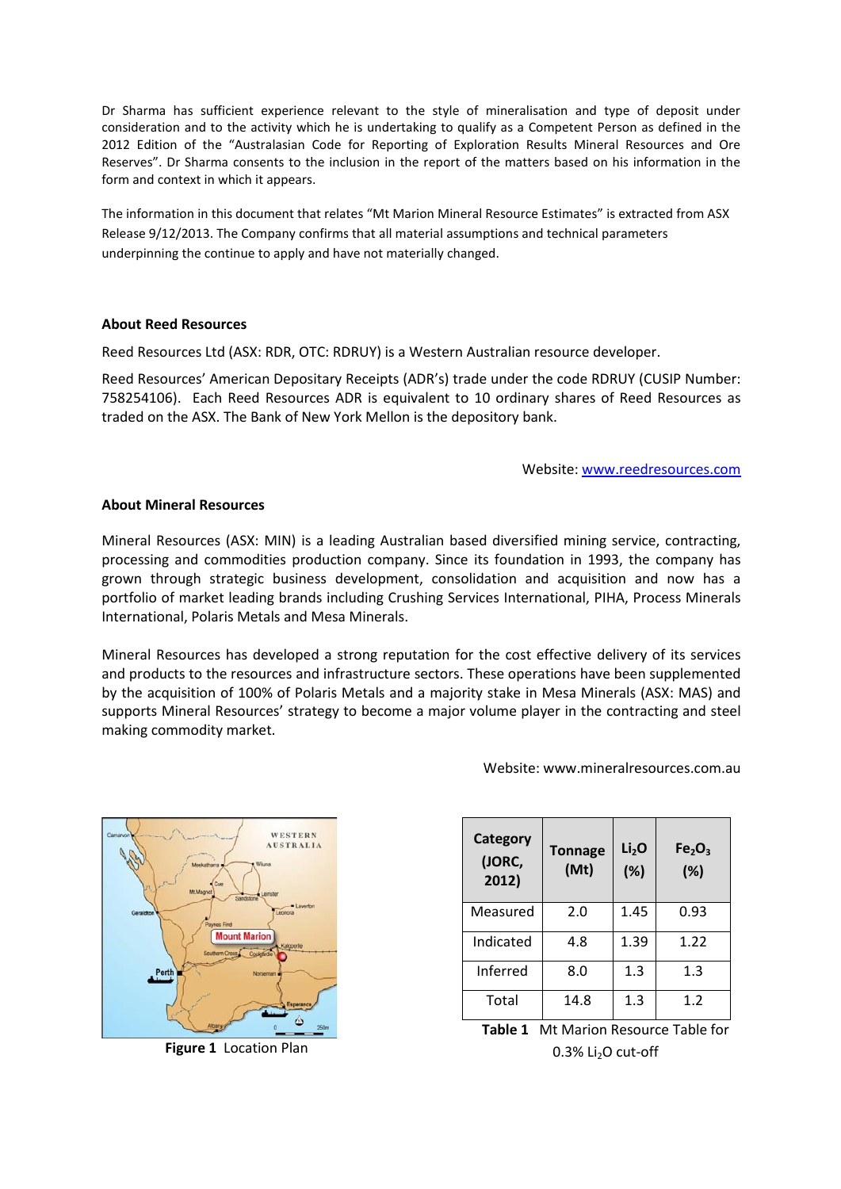Dr Sharma has sufficient experience relevant to the style of mineralisation and type of deposit under consideration and to the activity which he is undertaking to qualify as a Competent Person as defined in the 2012 Edition of the "Australasian Code for Reporting of Exploration Results Mineral Resources and Ore Reserves". Dr Sharma consents to the inclusion in the report of the matters based on his information in the form and context in which it appears.

The information in this document that relates "Mt Marion Mineral Resource Estimates" is extracted from ASX Release 9/12/2013. The Company confirms that all material assumptions and technical parameters underpinning the continue to apply and have not materially changed.

**About Reed Resources**

Reed Resources Ltd (ASX: RDR, OTC: RDRUY) is a Western Australian resource developer.

Reed Resources' American Depositary Receipts (ADR's) trade under the code RDRUY (CUSIP Number: 758254106). Each Reed Resources ADR is equivalent to 10 ordinary shares of Reed Resources as traded on the ASX. The Bank of New York Mellon is the depository bank.

Website: www.reedresources.com

**About Mineral Resources**

Mineral Resources (ASX: MIN) is a leading Australian based diversified mining service, contracting, processing and commodities production company. Since its foundation in 1993, the company has grown through strategic business development, consolidation and acquisition and now has a portfolio of market leading brands including Crushing Services International, PIHA, Process Minerals International, Polaris Metals and Mesa Minerals.

Mineral Resources has developed a strong reputation for the cost effective delivery of its services and products to the resources and infrastructure sectors. These operations have been supplemented by the acquisition of 100% of Polaris Metals and a majority stake in Mesa Minerals (ASX: MAS) and supports Mineral Resources' strategy to become a major volume player in the contracting and steel making commodity market.

Website: www.mineralresources.com.au

**Figure 1** Location Plan

| Category (JORC, 2012) | Tonnage (Mt) | $Li_2O$ (%) | $Fe_2O_3$ (%) |
|---|---|---|---|
| Measured | 2.0 | 1.45 | 0.93 |
| Indicated | 4.8 | 1.39 | 1.22 |
| Inferred | 8.0 | 1.3 | 1.3 |
| Total | 14.8 | 1.3 | 1.2 |

**Table 1** Mt Marion Resource Table for 0.3% $Li_2O$ cut-off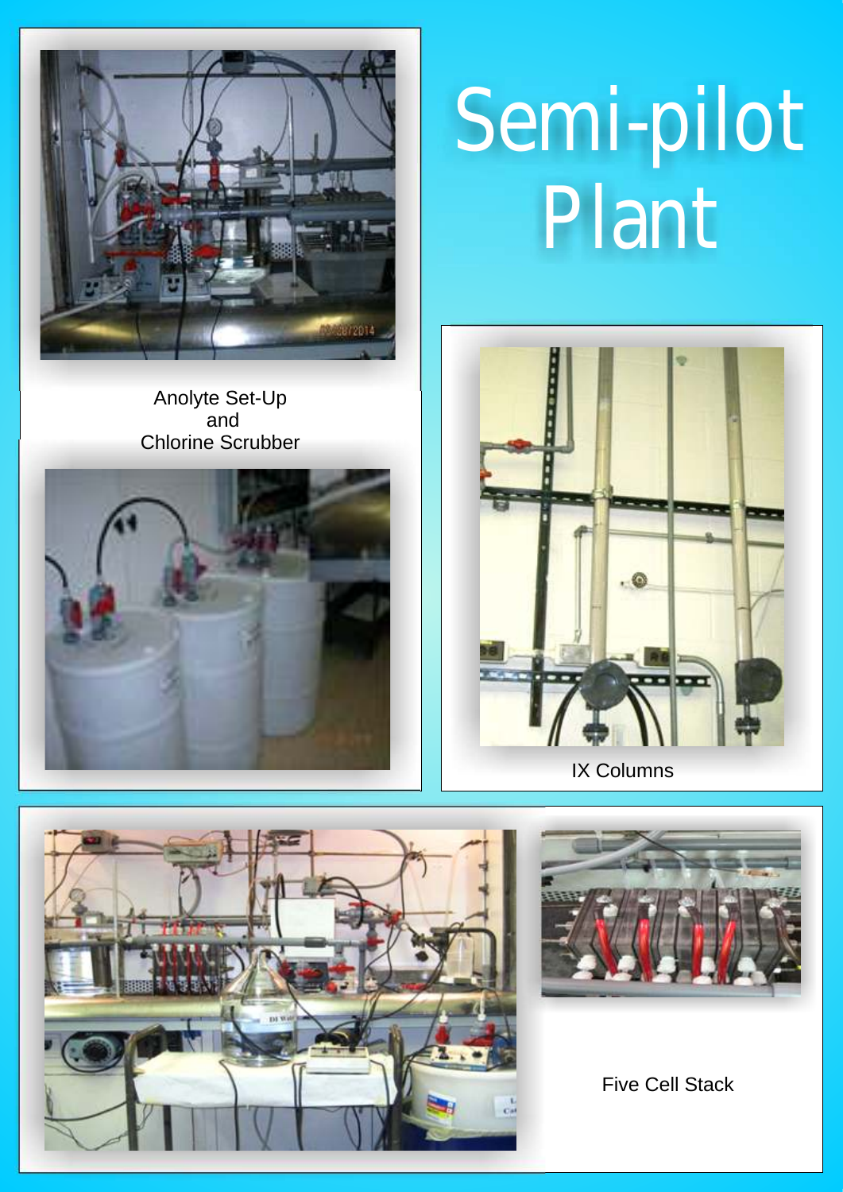# Semi-pilot Plant

Anolyte Set-Up
and
Chlorine Scrubber

IX Columns

Five Cell Stack